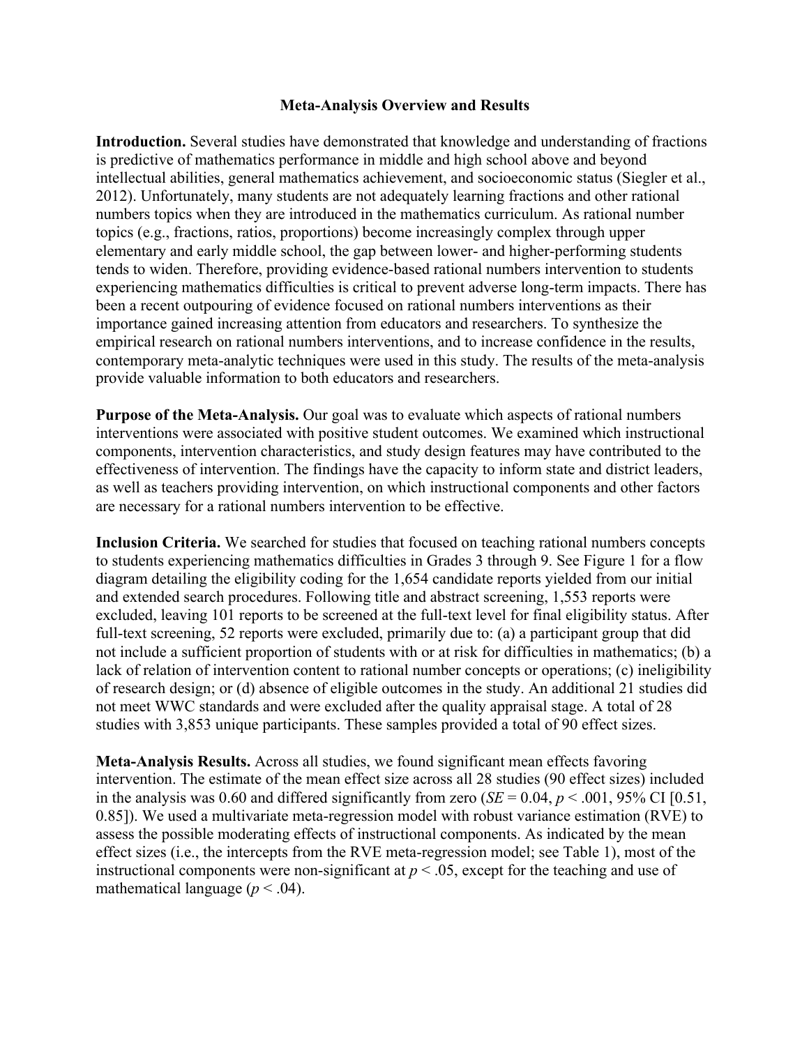# Meta-Analysis Overview and Results

**Introduction.** Several studies have demonstrated that knowledge and understanding of fractions is predictive of mathematics performance in middle and high school above and beyond intellectual abilities, general mathematics achievement, and socioeconomic status (Siegler et al., 2012). Unfortunately, many students are not adequately learning fractions and other rational numbers topics when they are introduced in the mathematics curriculum. As rational number topics (e.g., fractions, ratios, proportions) become increasingly complex through upper elementary and early middle school, the gap between lower- and higher-performing students tends to widen. Therefore, providing evidence-based rational numbers intervention to students experiencing mathematics difficulties is critical to prevent adverse long-term impacts. There has been a recent outpouring of evidence focused on rational numbers interventions as their importance gained increasing attention from educators and researchers. To synthesize the empirical research on rational numbers interventions, and to increase confidence in the results, contemporary meta-analytic techniques were used in this study. The results of the meta-analysis provide valuable information to both educators and researchers.

**Purpose of the Meta-Analysis.** Our goal was to evaluate which aspects of rational numbers interventions were associated with positive student outcomes. We examined which instructional components, intervention characteristics, and study design features may have contributed to the effectiveness of intervention. The findings have the capacity to inform state and district leaders, as well as teachers providing intervention, on which instructional components and other factors are necessary for a rational numbers intervention to be effective.

**Inclusion Criteria.** We searched for studies that focused on teaching rational numbers concepts to students experiencing mathematics difficulties in Grades 3 through 9. See Figure 1 for a flow diagram detailing the eligibility coding for the 1,654 candidate reports yielded from our initial and extended search procedures. Following title and abstract screening, 1,553 reports were excluded, leaving 101 reports to be screened at the full-text level for final eligibility status. After full-text screening, 52 reports were excluded, primarily due to: (a) a participant group that did not include a sufficient proportion of students with or at risk for difficulties in mathematics; (b) a lack of relation of intervention content to rational number concepts or operations; (c) ineligibility of research design; or (d) absence of eligible outcomes in the study. An additional 21 studies did not meet WWC standards and were excluded after the quality appraisal stage. A total of 28 studies with 3,853 unique participants. These samples provided a total of 90 effect sizes.

**Meta-Analysis Results.** Across all studies, we found significant mean effects favoring intervention. The estimate of the mean effect size across all 28 studies (90 effect sizes) included in the analysis was 0.60 and differed significantly from zero (*SE* = 0.04, $p < .001$, 95% CI [0.51, 0.85]). We used a multivariate meta-regression model with robust variance estimation (RVE) to assess the possible moderating effects of instructional components. As indicated by the mean effect sizes (i.e., the intercepts from the RVE meta-regression model; see Table 1), most of the instructional components were non-significant at $p < .05$, except for the teaching and use of mathematical language ($p < .04$).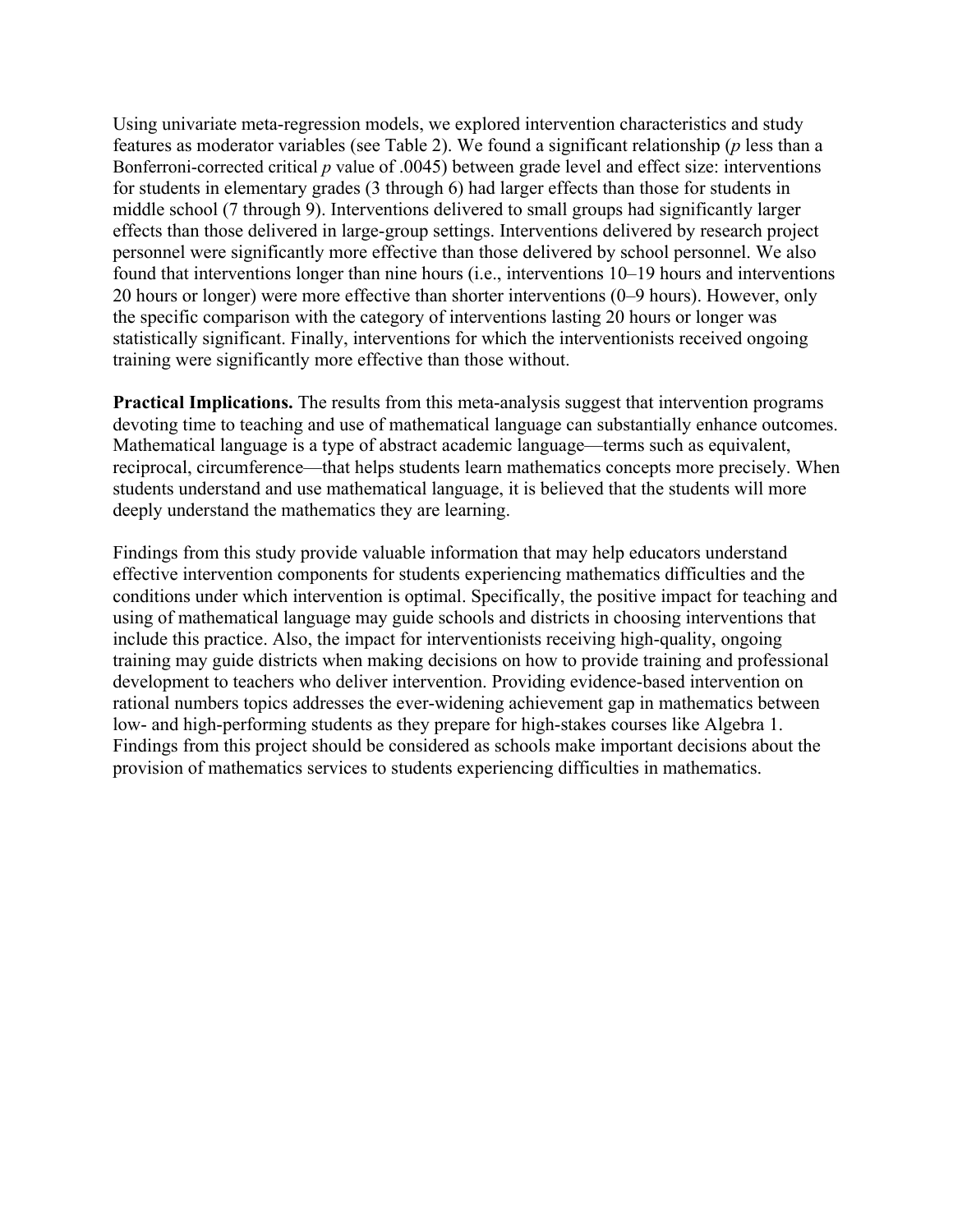Using univariate meta-regression models, we explored intervention characteristics and study features as moderator variables (see Table 2). We found a significant relationship ($p$ less than a Bonferroni-corrected critical $p$ value of .0045) between grade level and effect size: interventions for students in elementary grades (3 through 6) had larger effects than those for students in middle school (7 through 9). Interventions delivered to small groups had significantly larger effects than those delivered in large-group settings. Interventions delivered by research project personnel were significantly more effective than those delivered by school personnel. We also found that interventions longer than nine hours (i.e., interventions 10–19 hours and interventions 20 hours or longer) were more effective than shorter interventions (0–9 hours). However, only the specific comparison with the category of interventions lasting 20 hours or longer was statistically significant. Finally, interventions for which the interventionists received ongoing training were significantly more effective than those without.

**Practical Implications.** The results from this meta-analysis suggest that intervention programs devoting time to teaching and use of mathematical language can substantially enhance outcomes. Mathematical language is a type of abstract academic language—terms such as equivalent, reciprocal, circumference—that helps students learn mathematics concepts more precisely. When students understand and use mathematical language, it is believed that the students will more deeply understand the mathematics they are learning.

Findings from this study provide valuable information that may help educators understand effective intervention components for students experiencing mathematics difficulties and the conditions under which intervention is optimal. Specifically, the positive impact for teaching and using of mathematical language may guide schools and districts in choosing interventions that include this practice. Also, the impact for interventionists receiving high-quality, ongoing training may guide districts when making decisions on how to provide training and professional development to teachers who deliver intervention. Providing evidence-based intervention on rational numbers topics addresses the ever-widening achievement gap in mathematics between low- and high-performing students as they prepare for high-stakes courses like Algebra 1. Findings from this project should be considered as schools make important decisions about the provision of mathematics services to students experiencing difficulties in mathematics.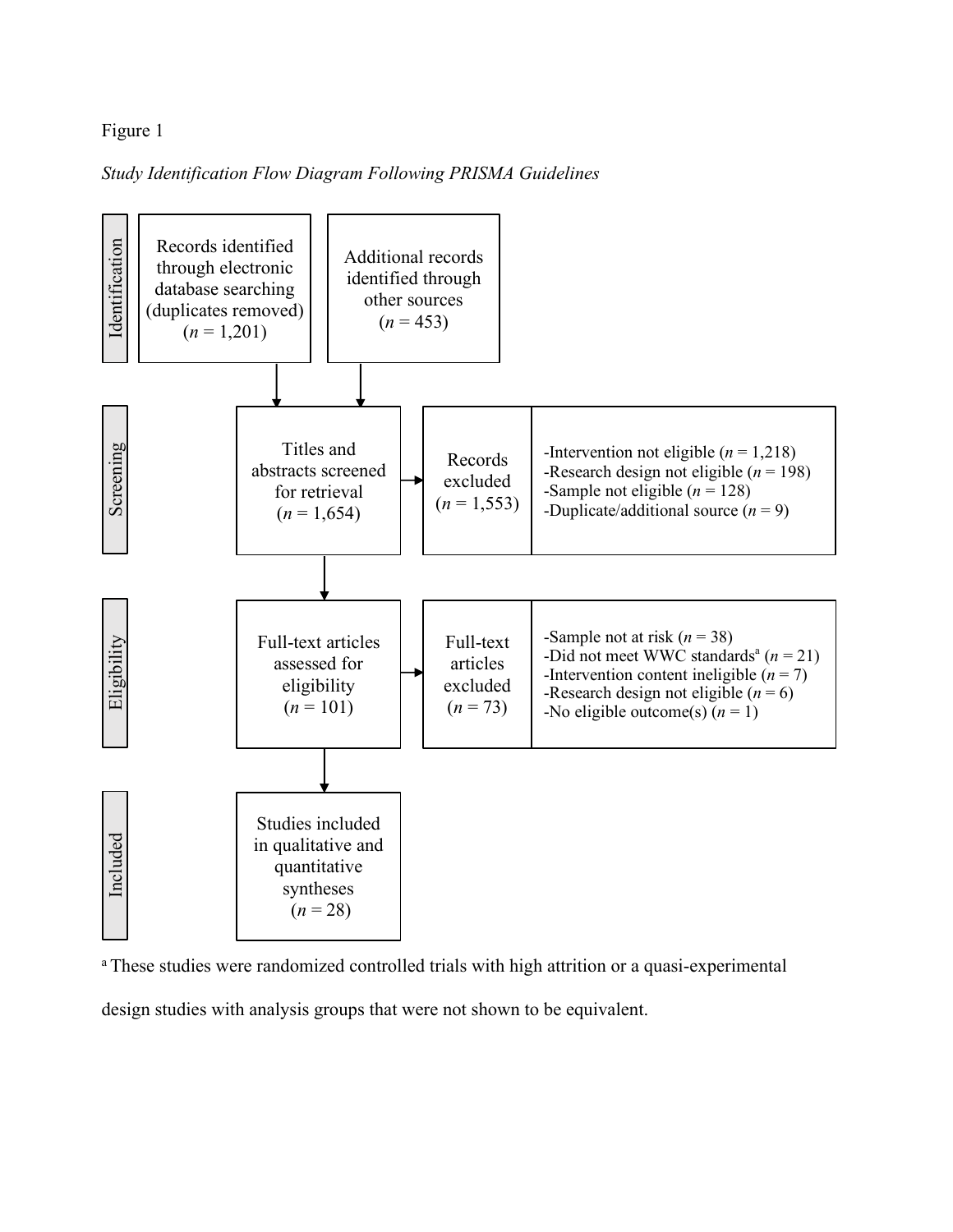Figure 1

*Study Identification Flow Diagram Following PRISMA Guidelines*

**Identification**

- Records identified through electronic database searching (duplicates removed) ($n$ = 1,201)
- Additional records identified through other sources ($n$ = 453)

**Screening**

- Titles and abstracts screened for retrieval ($n$ = 1,654)
- Records excluded ($n$ = 1,553)
  - -Intervention not eligible ($n$ = 1,218)
  - -Research design not eligible ($n$ = 198)
  - -Sample not eligible ($n$ = 128)
  - -Duplicate/additional source ($n$ = 9)

**Eligibility**

- Full-text articles assessed for eligibility ($n$ = 101)
- Full-text articles excluded ($n$ = 73)
  - -Sample not at risk ($n$ = 38)
  - -Did not meet WWC standards[a] ($n$ = 21)
  - -Intervention content ineligible ($n$ = 7)
  - -Research design not eligible ($n$ = 6)
  - -No eligible outcome(s) ($n$ = 1)

**Included**

- Studies included in qualitative and quantitative syntheses ($n$ = 28)

[a] These studies were randomized controlled trials with high attrition or a quasi-experimental design studies with analysis groups that were not shown to be equivalent.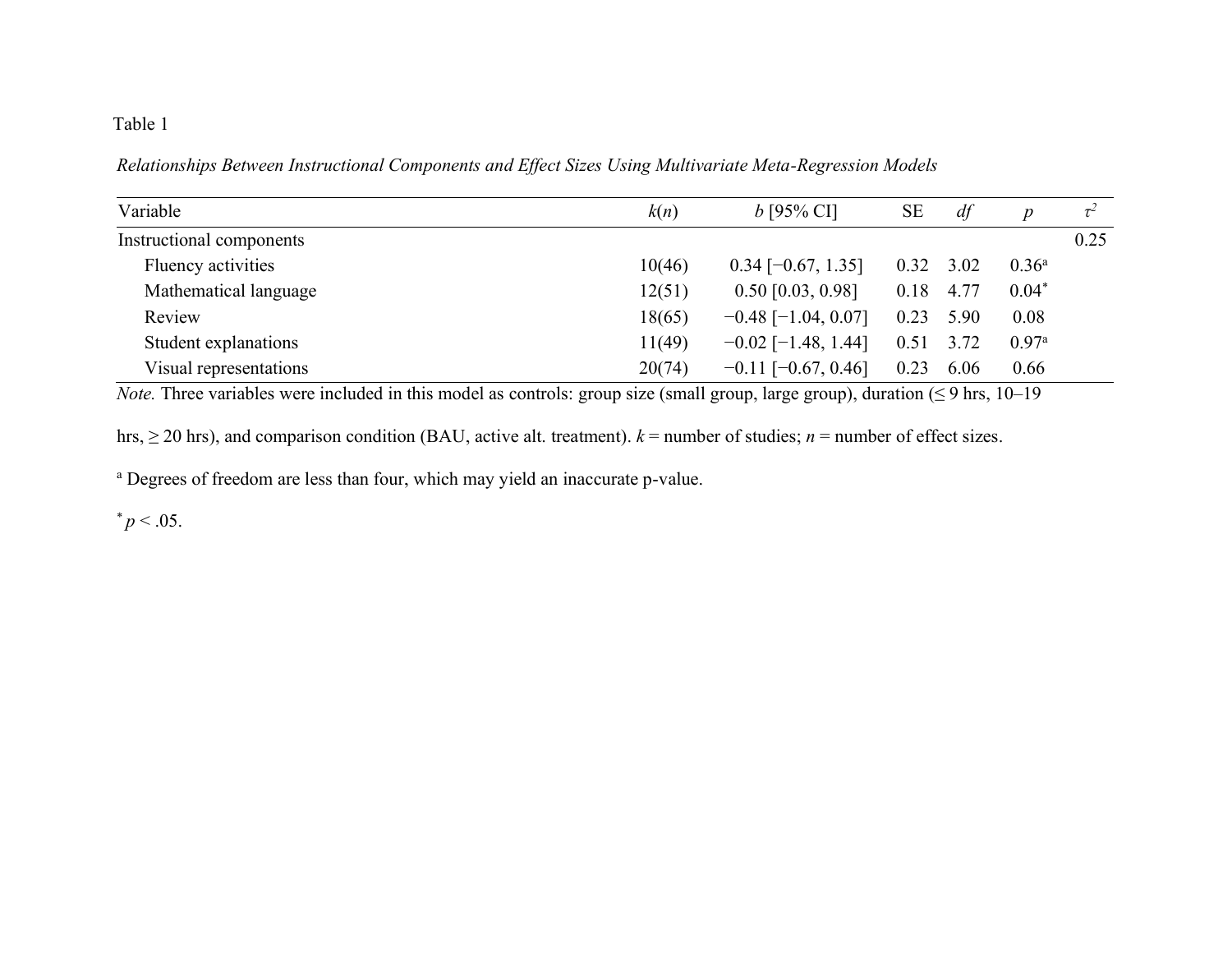Table 1

*Relationships Between Instructional Components and Effect Sizes Using Multivariate Meta-Regression Models*

| Variable | $k(n)$ | $b$ [95% CI] | SE | $df$ | $p$ | $\tau^2$ |
|---|---|---|---|---|---|---|
| Instructional components | | | | | | 0.25 |
| Fluency activities | 10(46) | 0.34 [−0.67, 1.35] | 0.32 | 3.02 | 0.36[a] | |
| Mathematical language | 12(51) | 0.50 [0.03, 0.98] | 0.18 | 4.77 | 0.04* | |
| Review | 18(65) | −0.48 [−1.04, 0.07] | 0.23 | 5.90 | 0.08 | |
| Student explanations | 11(49) | −0.02 [−1.48, 1.44] | 0.51 | 3.72 | 0.97[a] | |
| Visual representations | 20(74) | −0.11 [−0.67, 0.46] | 0.23 | 6.06 | 0.66 | |

*Note.* Three variables were included in this model as controls: group size (small group, large group), duration (≤ 9 hrs, 10–19 hrs, ≥ 20 hrs), and comparison condition (BAU, active alt. treatment). $k$ = number of studies; $n$ = number of effect sizes.

[a] Degrees of freedom are less than four, which may yield an inaccurate p-value.

* $p < .05$.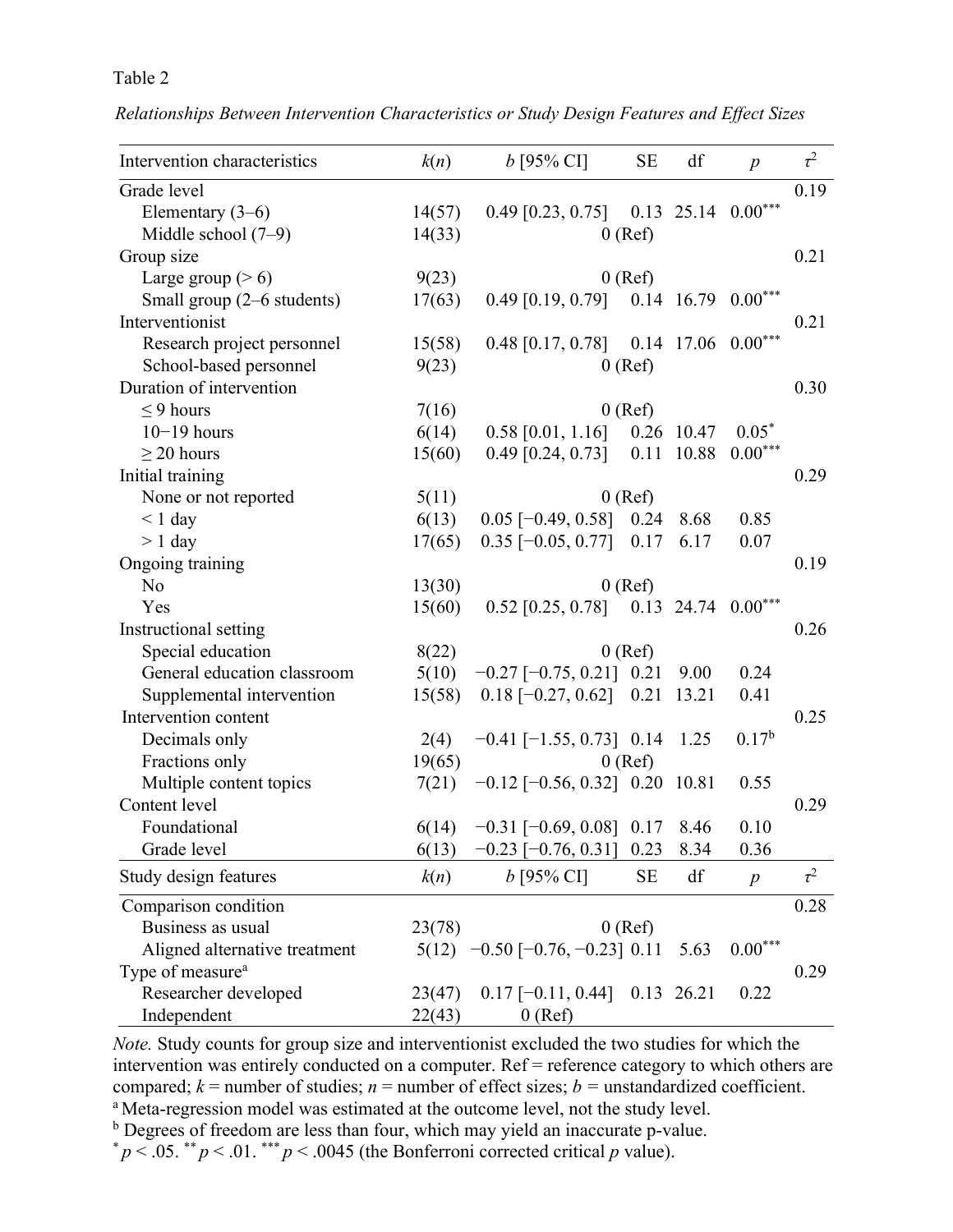Table 2

*Relationships Between Intervention Characteristics or Study Design Features and Effect Sizes*

| Intervention characteristics | $k(n)$ | $b$ [95% CI] | SE | df | $p$ | $\tau^2$ |
|---|---|---|---|---|---|---|
| Grade level | | | | | | 0.19 |
| Elementary (3–6) | 14(57) | 0.49 [0.23, 0.75] | 0.13 | 25.14 | 0.00*** | |
| Middle school (7–9) | 14(33) | 0 (Ref) | | | | |
| Group size | | | | | | 0.21 |
| Large group (> 6) | 9(23) | 0 (Ref) | | | | |
| Small group (2–6 students) | 17(63) | 0.49 [0.19, 0.79] | 0.14 | 16.79 | 0.00*** | |
| Interventionist | | | | | | 0.21 |
| Research project personnel | 15(58) | 0.48 [0.17, 0.78] | 0.14 | 17.06 | 0.00*** | |
| School-based personnel | 9(23) | 0 (Ref) | | | | |
| Duration of intervention | | | | | | 0.30 |
| ≤ 9 hours | 7(16) | 0 (Ref) | | | | |
| 10−19 hours | 6(14) | 0.58 [0.01, 1.16] | 0.26 | 10.47 | 0.05* | |
| ≥ 20 hours | 15(60) | 0.49 [0.24, 0.73] | 0.11 | 10.88 | 0.00*** | |
| Initial training | | | | | | 0.29 |
| None or not reported | 5(11) | 0 (Ref) | | | | |
| < 1 day | 6(13) | 0.05 [−0.49, 0.58] | 0.24 | 8.68 | 0.85 | |
| > 1 day | 17(65) | 0.35 [−0.05, 0.77] | 0.17 | 6.17 | 0.07 | |
| Ongoing training | | | | | | 0.19 |
| No | 13(30) | 0 (Ref) | | | | |
| Yes | 15(60) | 0.52 [0.25, 0.78] | 0.13 | 24.74 | 0.00*** | |
| Instructional setting | | | | | | 0.26 |
| Special education | 8(22) | 0 (Ref) | | | | |
| General education classroom | 5(10) | −0.27 [−0.75, 0.21] | 0.21 | 9.00 | 0.24 | |
| Supplemental intervention | 15(58) | 0.18 [−0.27, 0.62] | 0.21 | 13.21 | 0.41 | |
| Intervention content | | | | | | 0.25 |
| Decimals only | 2(4) | −0.41 [−1.55, 0.73] | 0.14 | 1.25 | 0.17[b] | |
| Fractions only | 19(65) | 0 (Ref) | | | | |
| Multiple content topics | 7(21) | −0.12 [−0.56, 0.32] | 0.20 | 10.81 | 0.55 | |
| Content level | | | | | | 0.29 |
| Foundational | 6(14) | −0.31 [−0.69, 0.08] | 0.17 | 8.46 | 0.10 | |
| Grade level | 6(13) | −0.23 [−0.76, 0.31] | 0.23 | 8.34 | 0.36 | |
| **Study design features** | $k(n)$ | $b$ [95% CI] | SE | df | $p$ | $\tau^2$ |
| Comparison condition | | | | | | 0.28 |
| Business as usual | 23(78) | 0 (Ref) | | | | |
| Aligned alternative treatment | 5(12) | −0.50 [−0.76, −0.23] | 0.11 | 5.63 | 0.00*** | |
| Type of measure[a] | | | | | | 0.29 |
| Researcher developed | 23(47) | 0.17 [−0.11, 0.44] | 0.13 | 26.21 | 0.22 | |
| Independent | 22(43) | 0 (Ref) | | | | |

*Note.* Study counts for group size and interventionist excluded the two studies for which the intervention was entirely conducted on a computer. Ref = reference category to which others are compared; $k$ = number of studies; $n$ = number of effect sizes; $b$ = unstandardized coefficient.
[a] Meta-regression model was estimated at the outcome level, not the study level.
[b] Degrees of freedom are less than four, which may yield an inaccurate p-value.
* $p < .05$. ** $p < .01$. *** $p < .0045$ (the Bonferroni corrected critical $p$ value).